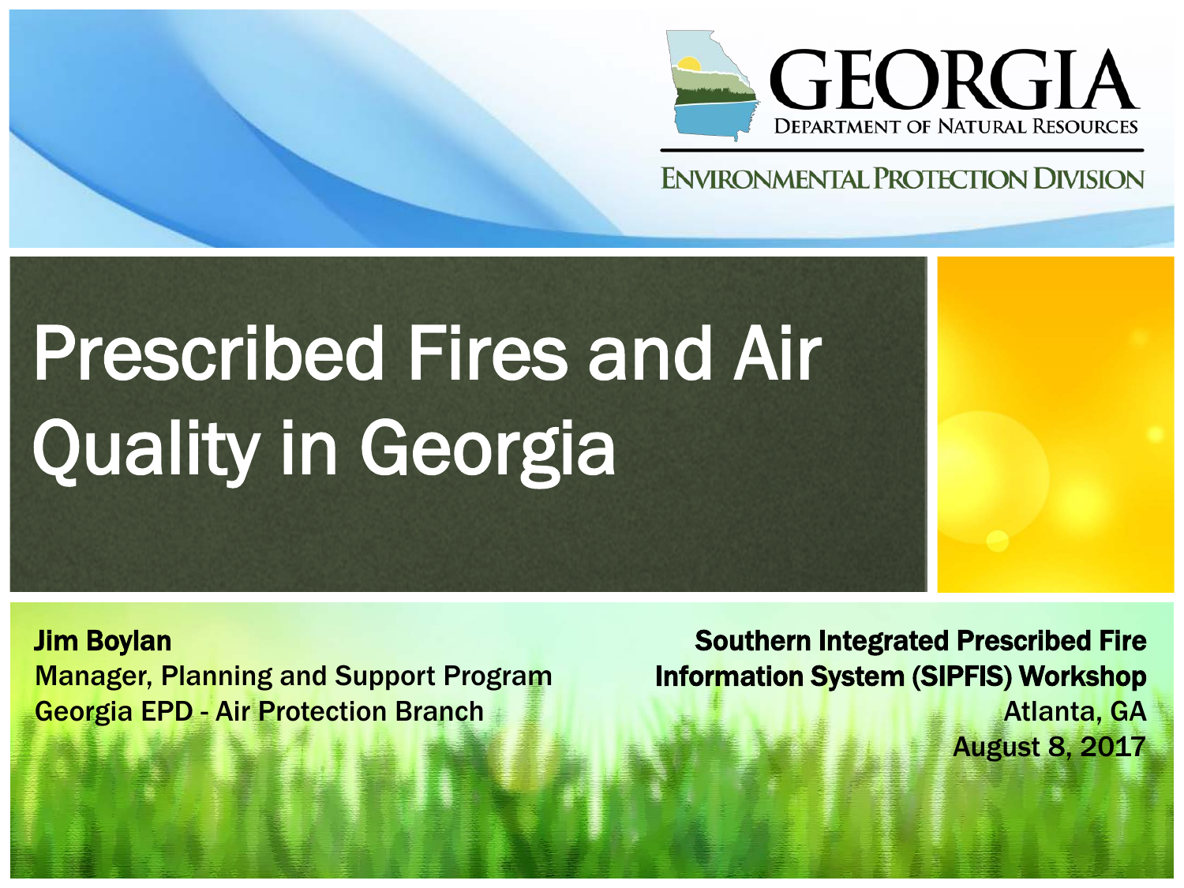GEORGIA
DEPARTMENT OF NATURAL RESOURCES

ENVIRONMENTAL PROTECTION DIVISION

# Prescribed Fires and Air Quality in Georgia

**Jim Boylan**
Manager, Planning and Support Program
Georgia EPD - Air Protection Branch

**Southern Integrated Prescribed Fire Information System (SIPFIS) Workshop**
Atlanta, GA
August 8, 2017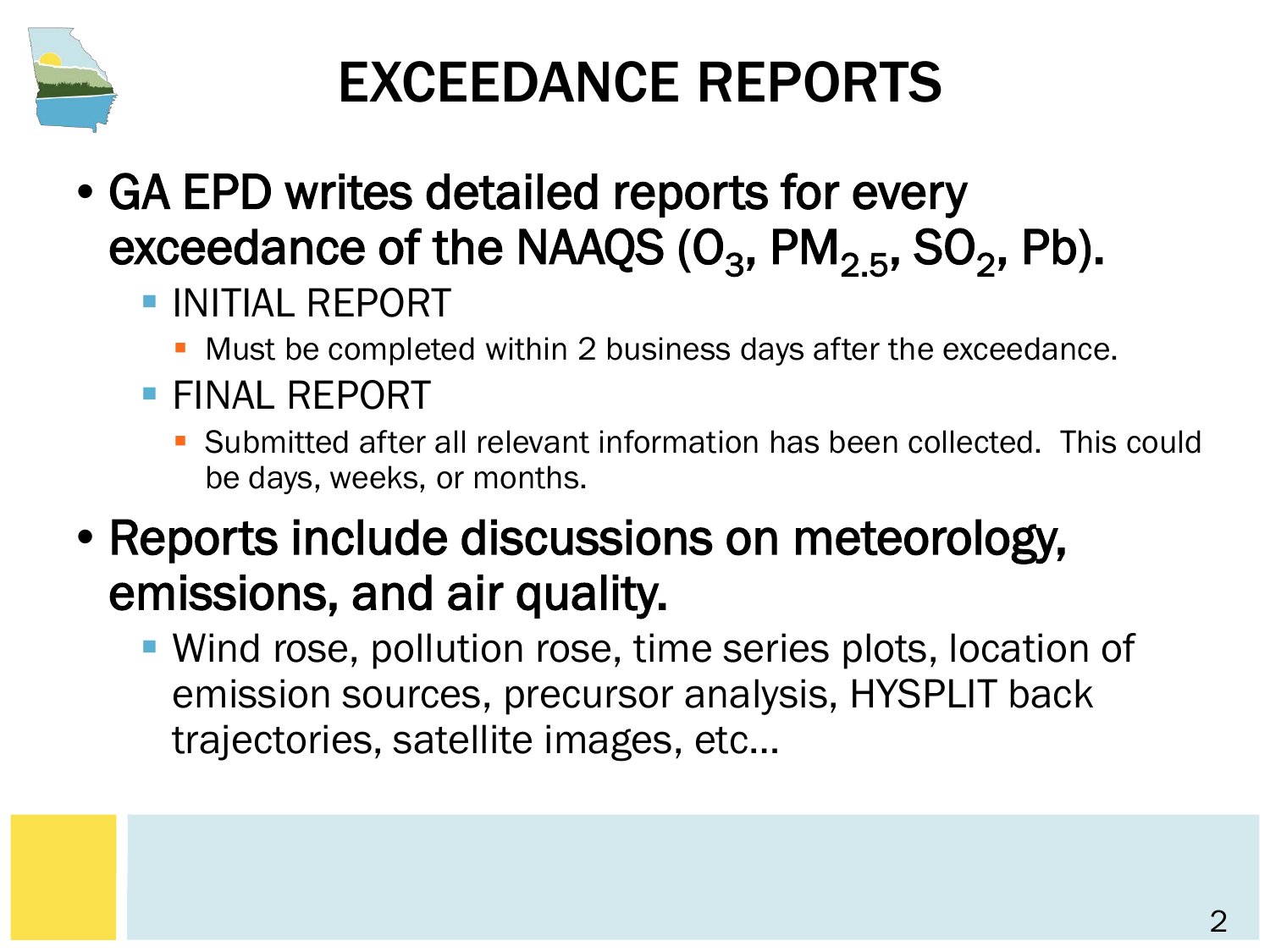# EXCEEDANCE REPORTS

- GA EPD writes detailed reports for every exceedance of the NAAQS ($O_3$, $PM_{2.5}$, $SO_2$, Pb).
  - INITIAL REPORT
    - Must be completed within 2 business days after the exceedance.
  - FINAL REPORT
    - Submitted after all relevant information has been collected. This could be days, weeks, or months.
- Reports include discussions on meteorology, emissions, and air quality.
  - Wind rose, pollution rose, time series plots, location of emission sources, precursor analysis, HYSPLIT back trajectories, satellite images, etc…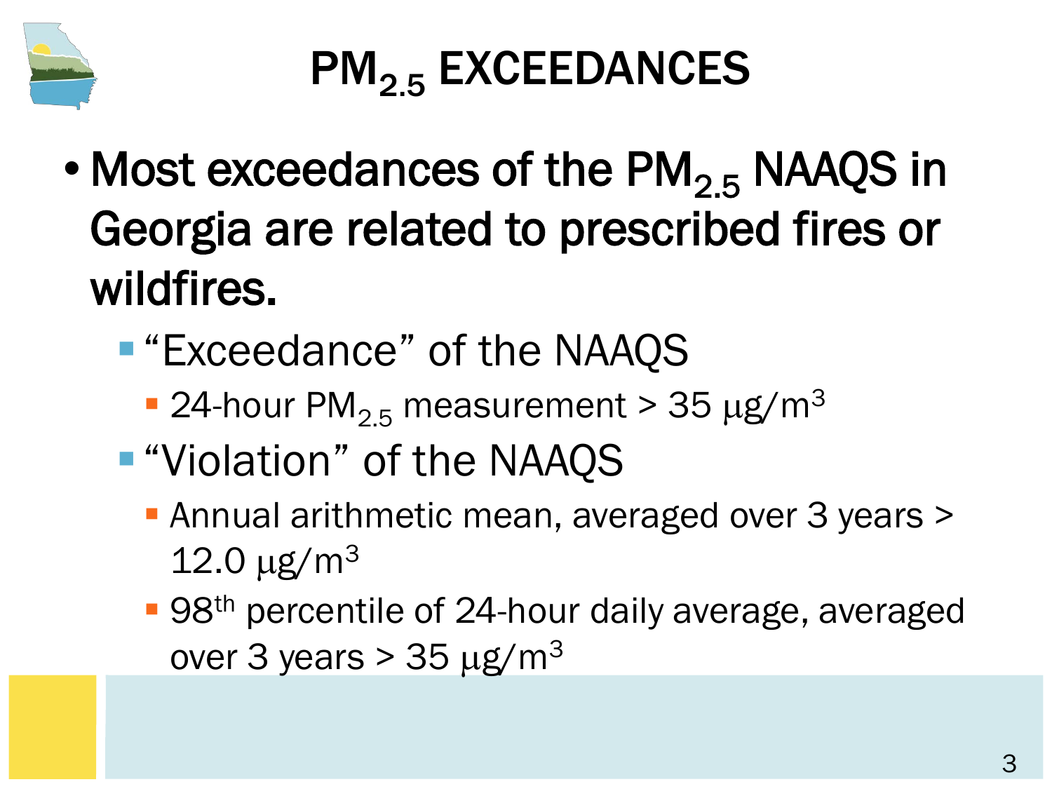# $PM_{2.5}$ EXCEEDANCES

- Most exceedances of the $PM_{2.5}$ NAAQS in Georgia are related to prescribed fires or wildfires.
  - "Exceedance" of the NAAQS
    - 24-hour $PM_{2.5}$ measurement > 35 $\mu g/m^3$
  - "Violation" of the NAAQS
    - Annual arithmetic mean, averaged over 3 years > 12.0 $\mu g/m^3$
    - $98^{th}$ percentile of 24-hour daily average, averaged over 3 years > 35 $\mu g/m^3$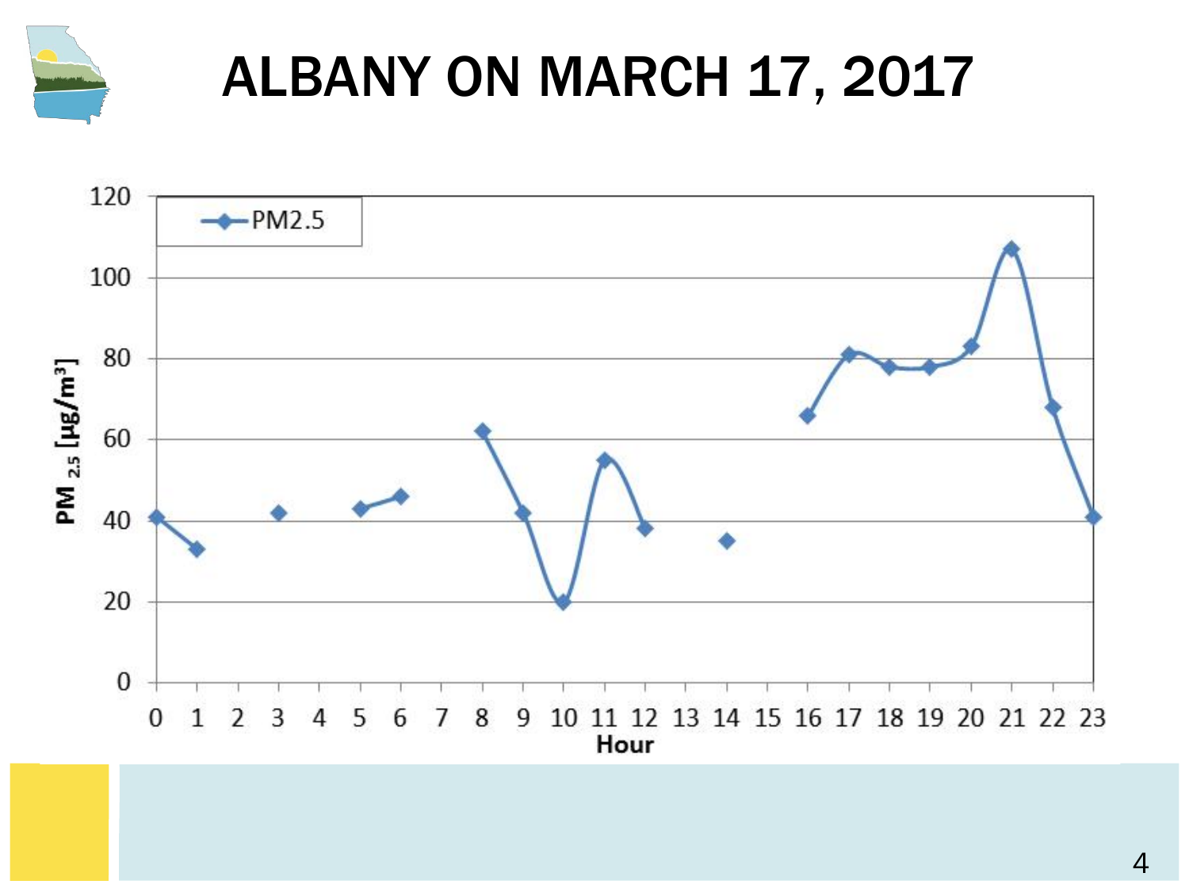# ALBANY ON MARCH 17, 2017

| Hour | $PM_{2.5}$ [µg/m³] |
|---|---|
| 0 | 41 |
| 1 | 33 |
| 2 | |
| 3 | 42 |
| 4 | |
| 5 | 43 |
| 6 | 46 |
| 7 | |
| 8 | 62 |
| 9 | 42 |
| 10 | 20 |
| 11 | 55 |
| 12 | 38 |
| 13 | |
| 14 | 35 |
| 15 | |
| 16 | 66 |
| 17 | 81 |
| 18 | 78 |
| 19 | 78 |
| 20 | 83 |
| 21 | 107 |
| 22 | 68 |
| 23 | 41 |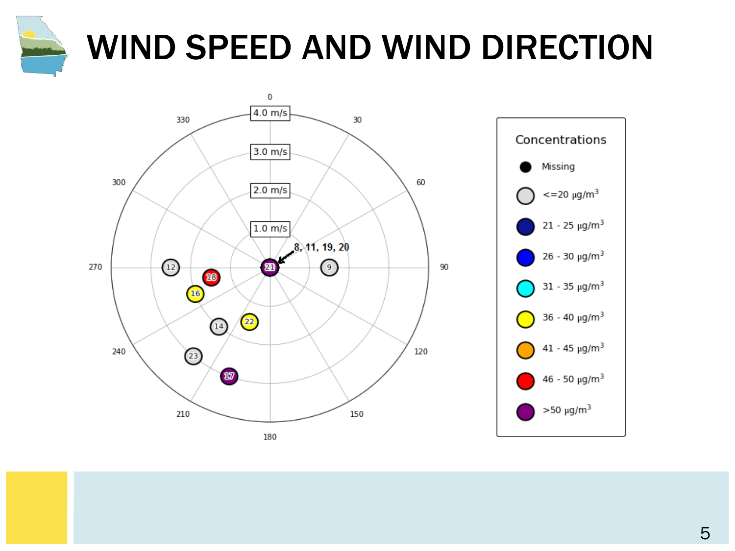# WIND SPEED AND WIND DIRECTION

0

4.0 m/s

3.0 m/s

2.0 m/s

1.0 m/s

330 30 300 60 270 90 240 120 210 150 180

8, 11, 19, 20

21 9 12 18 16 14 22 23 17

**Concentrations**

- Missing
- <=20 μg/m³
- 21 - 25 μg/m³
- 26 - 30 μg/m³
- 31 - 35 μg/m³
- 36 - 40 μg/m³
- 41 - 45 μg/m³
- 46 - 50 μg/m³
- >50 μg/m³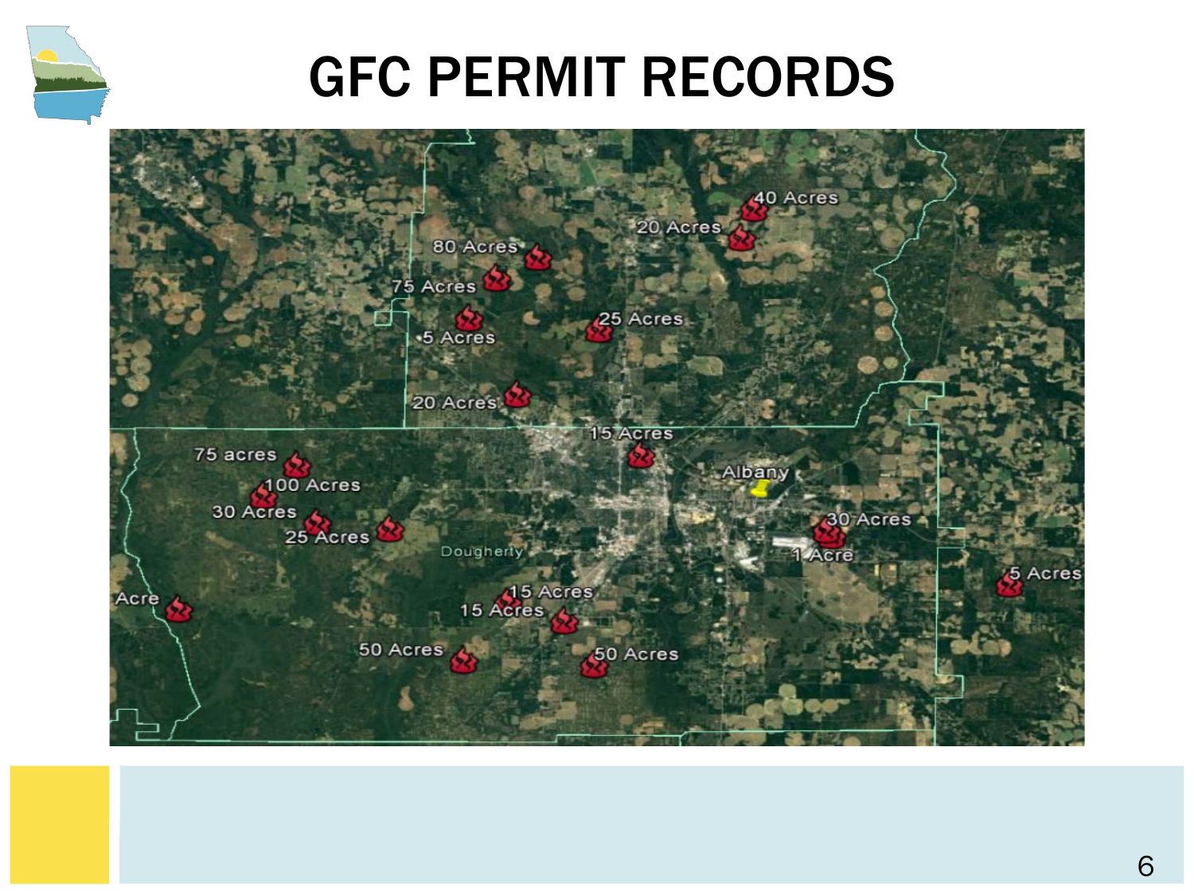# GFC PERMIT RECORDS

40 Acres

20 Acres

80 Acres

75 Acres

25 Acres

5 Acres

20 Acres

15 Acres

75 acres

Albany

100 Acres

30 Acres

25 Acres

30 Acres

Dougherty

1 Acre

5 Acres

Acre

15 Acres

15 Acres

50 Acres

50 Acres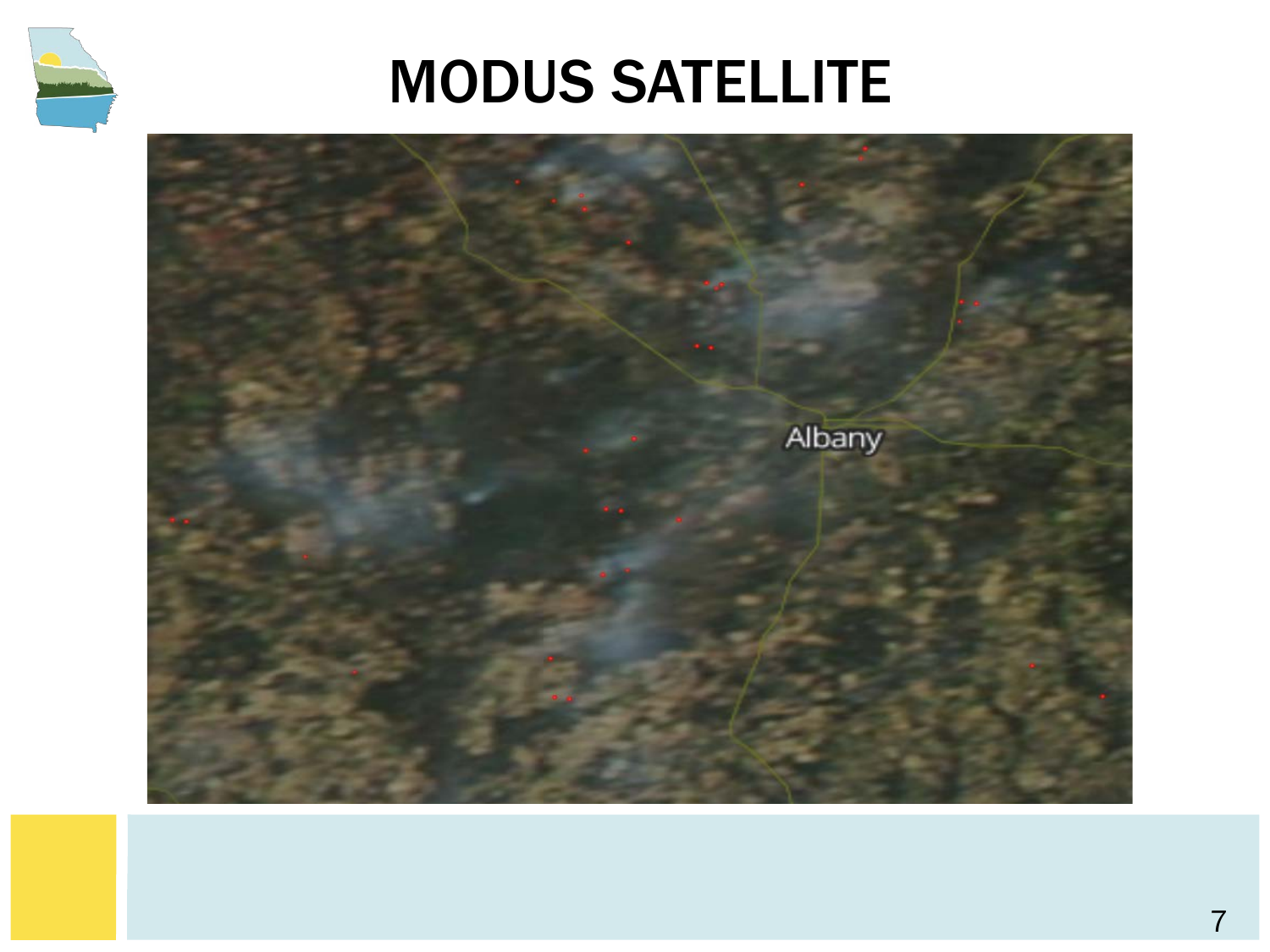# MODUS SATELLITE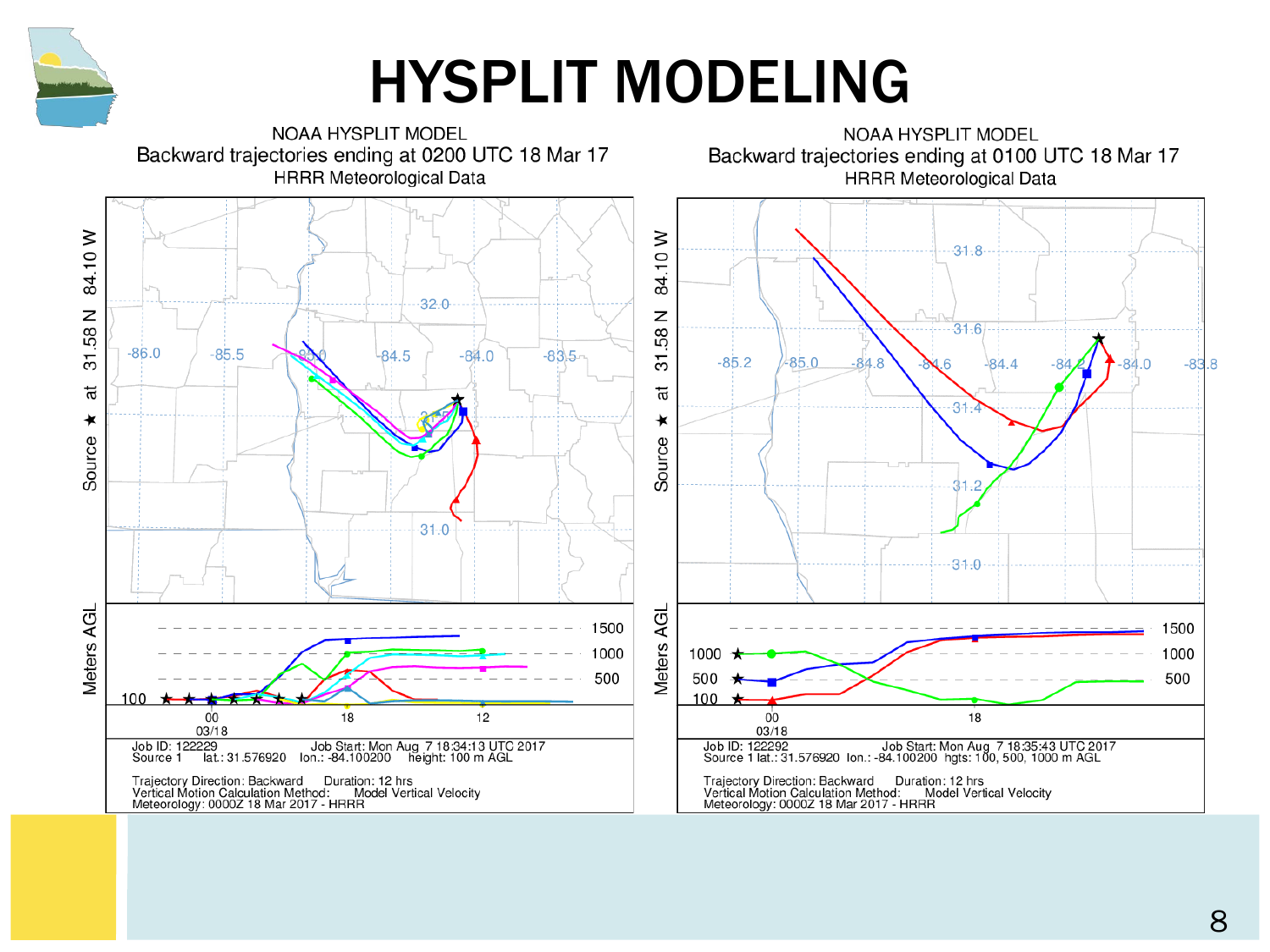# HYSPLIT MODELING

NOAA HYSPLIT MODEL
Backward trajectories ending at 0200 UTC 18 Mar 17
HRRR Meteorological Data

Job ID: 122229 Job Start: Mon Aug 7 18:34:13 UTC 2017
Source 1 lat.: 31.576920 lon.: -84.100200 height: 100 m AGL

Trajectory Direction: Backward Duration: 12 hrs
Vertical Motion Calculation Method: Model Vertical Velocity
Meteorology: 0000Z 18 Mar 2017 - HRRR

NOAA HYSPLIT MODEL
Backward trajectories ending at 0100 UTC 18 Mar 17
HRRR Meteorological Data

Job ID: 122292 Job Start: Mon Aug 7 18:35:43 UTC 2017
Source 1 lat.: 31.576920 lon.: -84.100200 hgts: 100, 500, 1000 m AGL

Trajectory Direction: Backward Duration: 12 hrs
Vertical Motion Calculation Method: Model Vertical Velocity
Meteorology: 0000Z 18 Mar 2017 - HRRR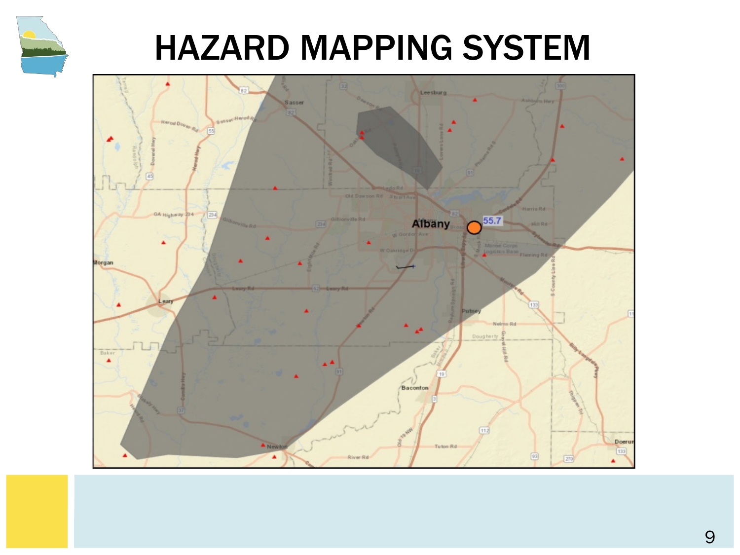# HAZARD MAPPING SYSTEM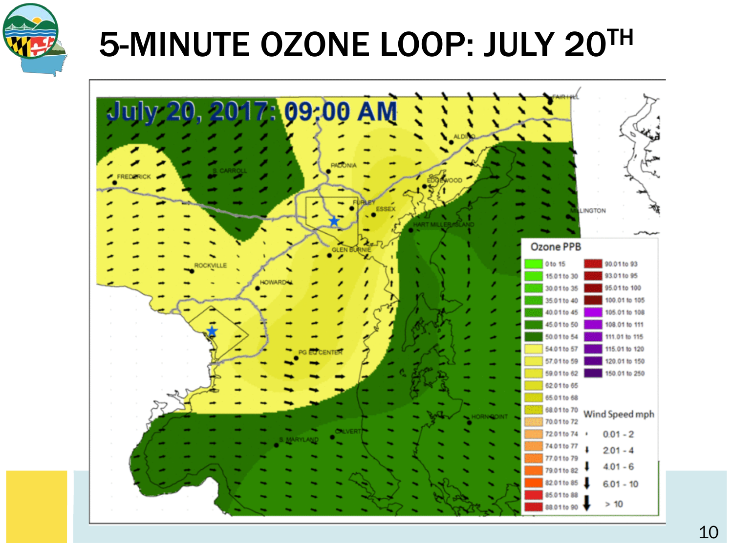# 5-MINUTE OZONE LOOP: JULY 20[TH]

July 20, 2017: 09:00 AM

FAIR HILL, ALDINO, FREDERICK, S. CARROLL, PADONIA, EDGEWOOD, FURLEY, ESSEX, ELKTON/MILLINGTON, HART MILLER ISLAND, GLEN BURNIE, ROCKVILLE, HOWARD, PG EQ CENTER, HORN POINT, CALVERT, S. MARYLAND

**Ozone PPB**

| | |
|---|---|
| 0 to 15 | 90.01 to 93 |
| 15.01 to 30 | 93.01 to 95 |
| 30.01 to 35 | 95.01 to 100 |
| 35.01 to 40 | 100.01 to 105 |
| 40.01 to 45 | 105.01 to 108 |
| 45.01 to 50 | 108.01 to 111 |
| 50.01 to 54 | 111.01 to 115 |
| 54.01 to 57 | 115.01 to 120 |
| 57.01 to 59 | 120.01 to 150 |
| 59.01 to 62 | 150.01 to 250 |
| 62.01 to 65 | |
| 65.01 to 68 | |
| 68.01 to 70 | |
| 70.01 to 72 | |
| 72.01 to 74 | |
| 74.01 to 77 | |
| 77.01 to 79 | |
| 79.01 to 82 | |
| 82.01 to 85 | |
| 85.01 to 88 | |
| 88.01 to 90 | |

**Wind Speed mph**

- 0.01 - 2
- 2.01 - 4
- 4.01 - 6
- 6.01 - 10
- > 10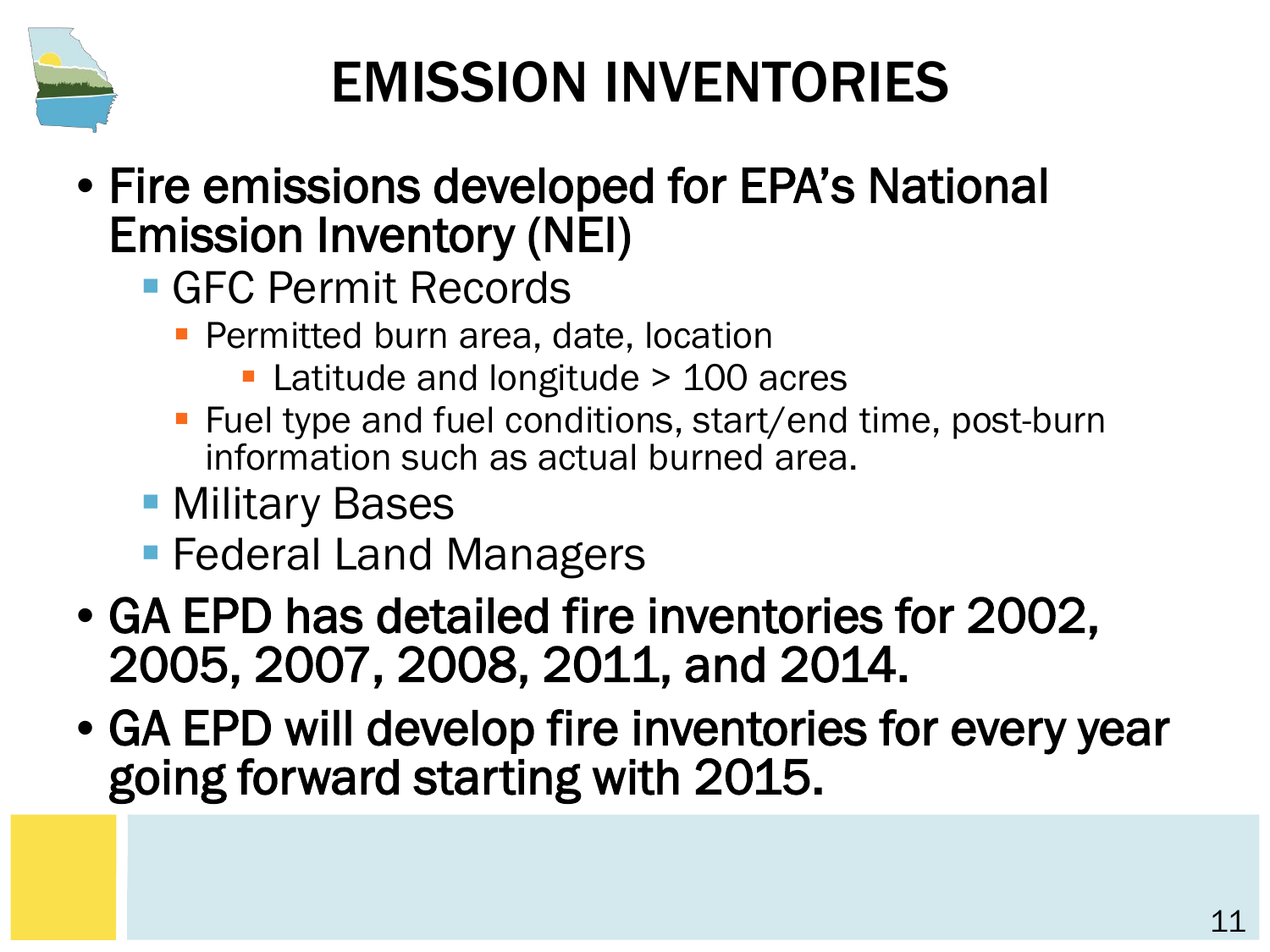# EMISSION INVENTORIES

- **Fire emissions developed for EPA's National Emission Inventory (NEI)**
  - GFC Permit Records
    - Permitted burn area, date, location
      - Latitude and longitude > 100 acres
    - Fuel type and fuel conditions, start/end time, post-burn information such as actual burned area.
  - Military Bases
  - Federal Land Managers
- **GA EPD has detailed fire inventories for 2002, 2005, 2007, 2008, 2011, and 2014.**
- **GA EPD will develop fire inventories for every year going forward starting with 2015.**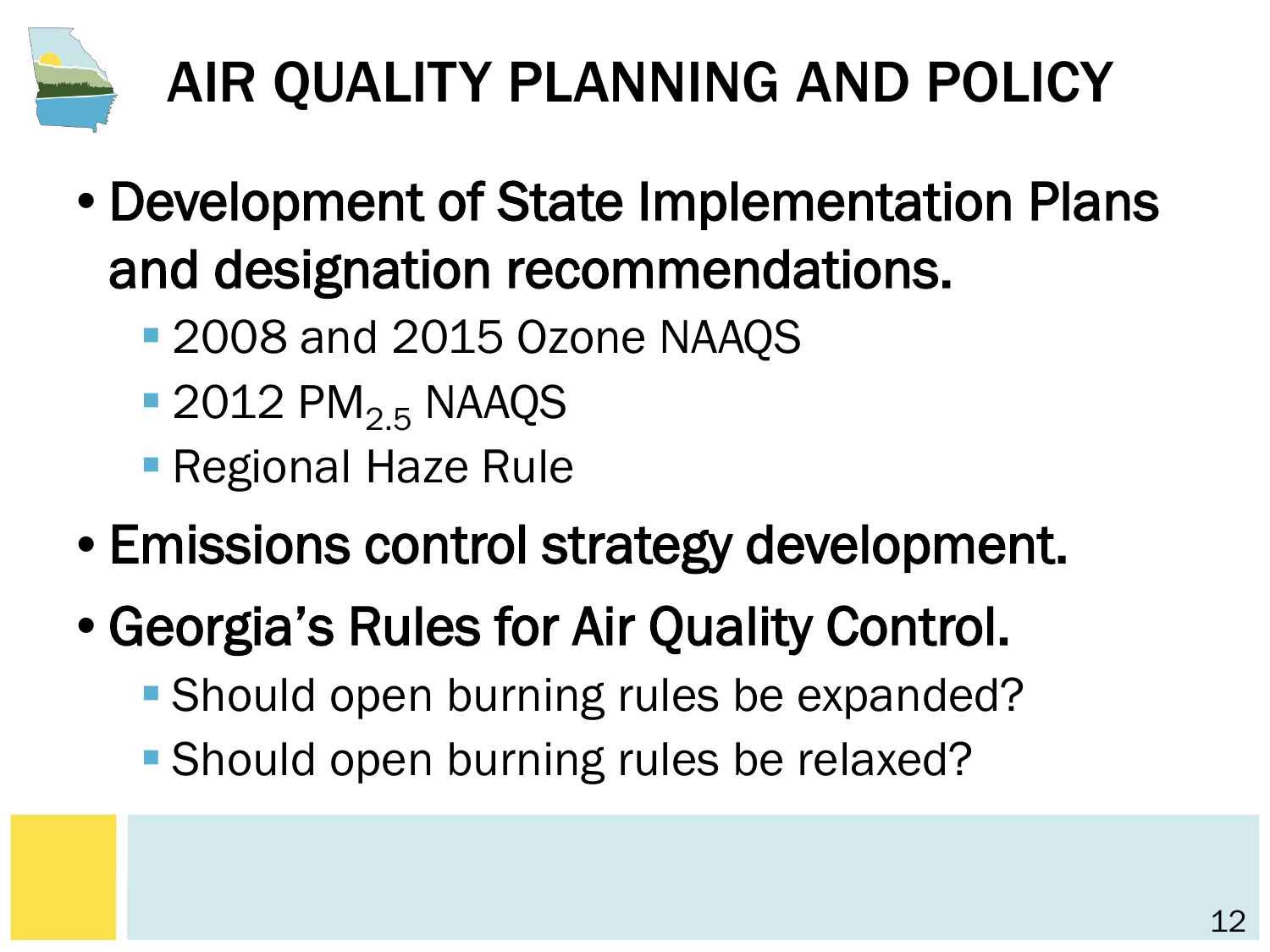# AIR QUALITY PLANNING AND POLICY

- Development of State Implementation Plans and designation recommendations.
  - 2008 and 2015 Ozone NAAQS
  - 2012 $PM_{2.5}$ NAAQS
  - Regional Haze Rule
- Emissions control strategy development.
- Georgia's Rules for Air Quality Control.
  - Should open burning rules be expanded?
  - Should open burning rules be relaxed?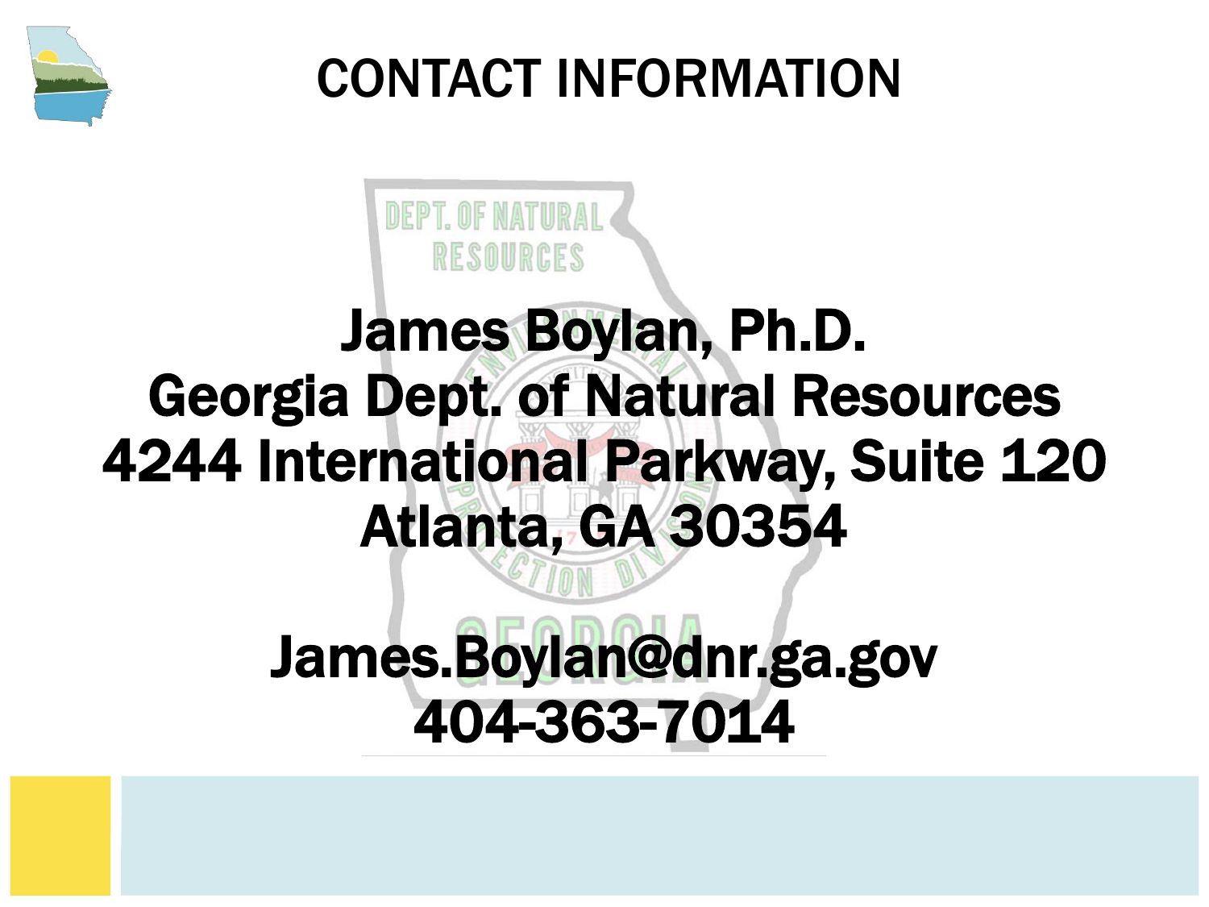# CONTACT INFORMATION

**James Boylan, Ph.D.**
**Georgia Dept. of Natural Resources**
**4244 International Parkway, Suite 120**
**Atlanta, GA 30354**

**James.Boylan@dnr.ga.gov**
**404-363-7014**